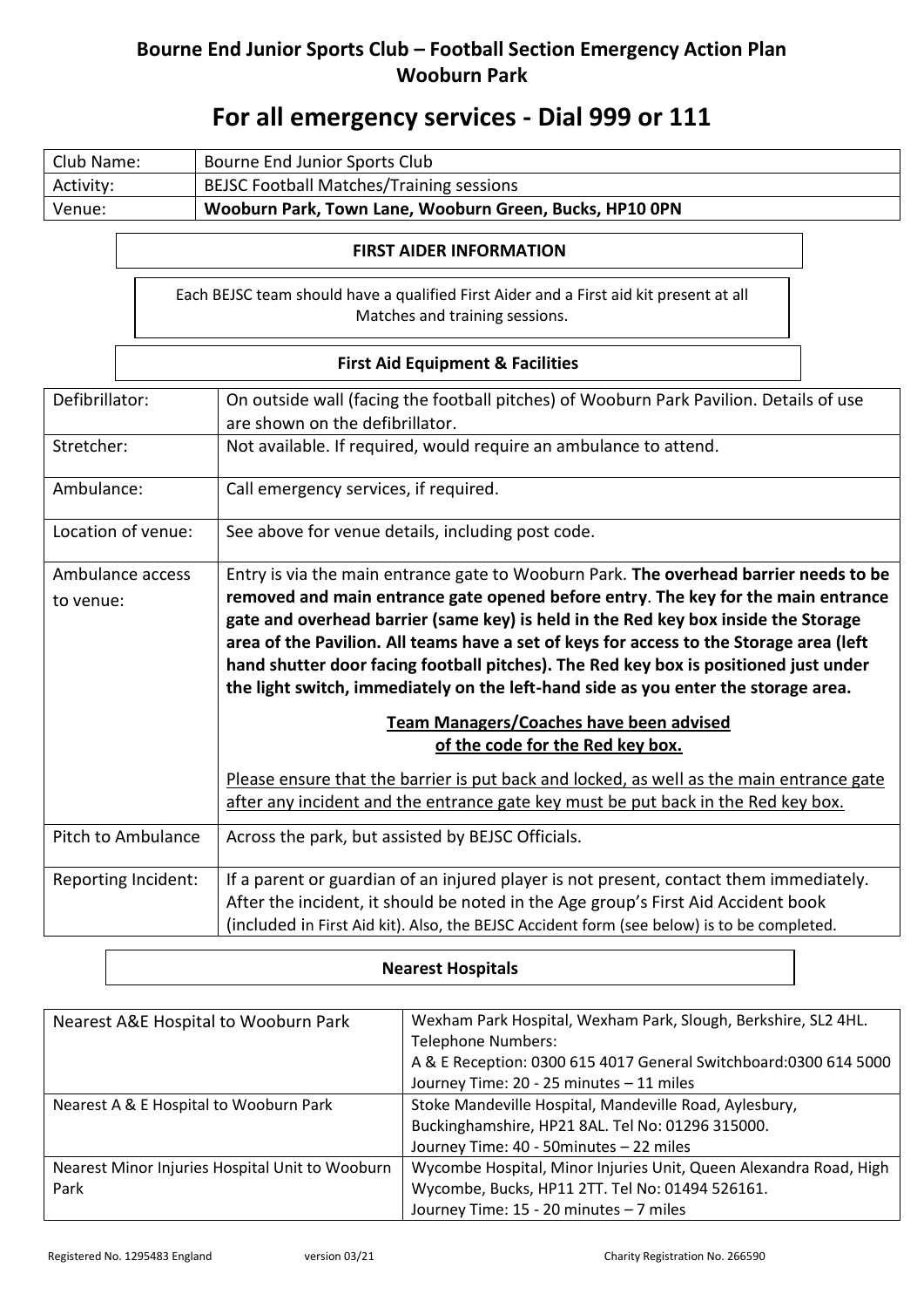# Bourne End Junior Sports Club – Football Section Emergency Action Plan
## Wooburn Park

# For all emergency services - Dial 999 or 111

| Club Name: | Bourne End Junior Sports Club |
|---|---|
| Activity: | BEJSC Football Matches/Training sessions |
| Venue: | **Wooburn Park, Town Lane, Wooburn Green, Bucks, HP10 0PN** |

### FIRST AIDER INFORMATION

Each BEJSC team should have a qualified First Aider and a First aid kit present at all Matches and training sessions.

### First Aid Equipment & Facilities

| Defibrillator: | On outside wall (facing the football pitches) of Wooburn Park Pavilion. Details of use are shown on the defibrillator. |
|---|---|
| Stretcher: | Not available. If required, would require an ambulance to attend. |
| Ambulance: | Call emergency services, if required. |
| Location of venue: | See above for venue details, including post code. |
| Ambulance access to venue: | Entry is via the main entrance gate to Wooburn Park. **The overhead barrier needs to be removed and main entrance gate opened before entry**. **The key for the main entrance gate and overhead barrier (same key) is held in the Red key box inside the Storage area of the Pavilion. All teams have a set of keys for access to the Storage area (left hand shutter door facing football pitches). The Red key box is positioned just under the light switch, immediately on the left-hand side as you enter the storage area.** <br><br> **Team Managers/Coaches have been advised of the code for the Red key box.** <br><br> Please ensure that the barrier is put back and locked, as well as the main entrance gate after any incident and the entrance gate key must be put back in the Red key box. |
| Pitch to Ambulance | Across the park, but assisted by BEJSC Officials. |
| Reporting Incident: | If a parent or guardian of an injured player is not present, contact them immediately. After the incident, it should be noted in the Age group's First Aid Accident book (included in First Aid kit). Also, the BEJSC Accident form (see below) is to be completed. |

### Nearest Hospitals

| Nearest A&E Hospital to Wooburn Park | Wexham Park Hospital, Wexham Park, Slough, Berkshire, SL2 4HL. Telephone Numbers: A & E Reception: 0300 615 4017 General Switchboard:0300 614 5000 Journey Time: 20 - 25 minutes – 11 miles |
|---|---|
| Nearest A & E Hospital to Wooburn Park | Stoke Mandeville Hospital, Mandeville Road, Aylesbury, Buckinghamshire, HP21 8AL. Tel No: 01296 315000. Journey Time: 40 - 50minutes – 22 miles |
| Nearest Minor Injuries Hospital Unit to Wooburn Park | Wycombe Hospital, Minor Injuries Unit, Queen Alexandra Road, High Wycombe, Bucks, HP11 2TT. Tel No: 01494 526161. Journey Time: 15 - 20 minutes – 7 miles |

Registered No. 1295483 England version 03/21 Charity Registration No. 266590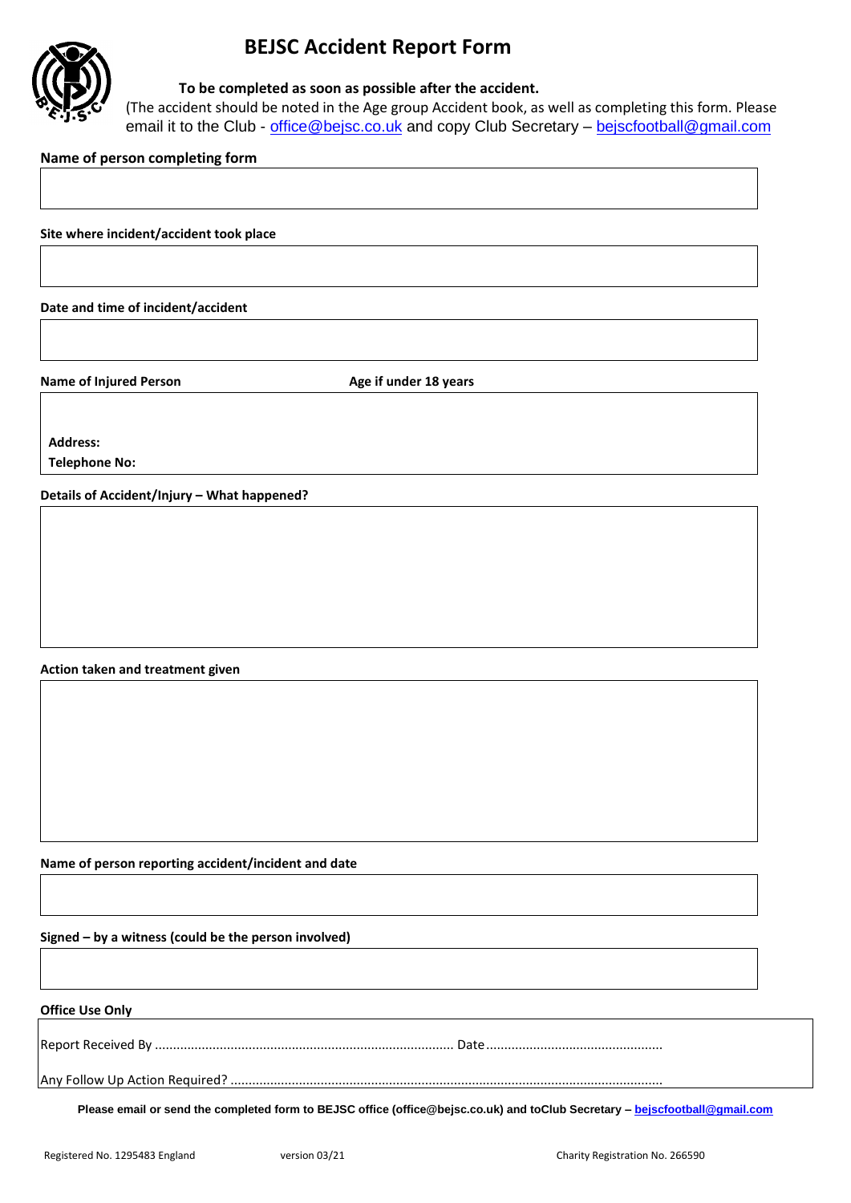# BEJSC Accident Report Form

**To be completed as soon as possible after the accident.**

(The accident should be noted in the Age group Accident book, as well as completing this form. Please email it to the Club - office@bejsc.co.uk and copy Club Secretary – bejscfootball@gmail.com

**Name of person completing form**

**Site where incident/accident took place**

**Date and time of incident/accident**

**Name of Injured Person** **Age if under 18 years**

**Address:**

**Telephone No:**

**Details of Accident/Injury – What happened?**

**Action taken and treatment given**

**Name of person reporting accident/incident and date**

**Signed – by a witness (could be the person involved)**

**Office Use Only**

Report Received By .................................................................................. Date................................................

Any Follow Up Action Required? ......................................................................................................................

**Please email or send the completed form to BEJSC office (office@bejsc.co.uk) and toClub Secretary – bejscfootball@gmail.com**

Registered No. 1295483 England version 03/21 Charity Registration No. 266590